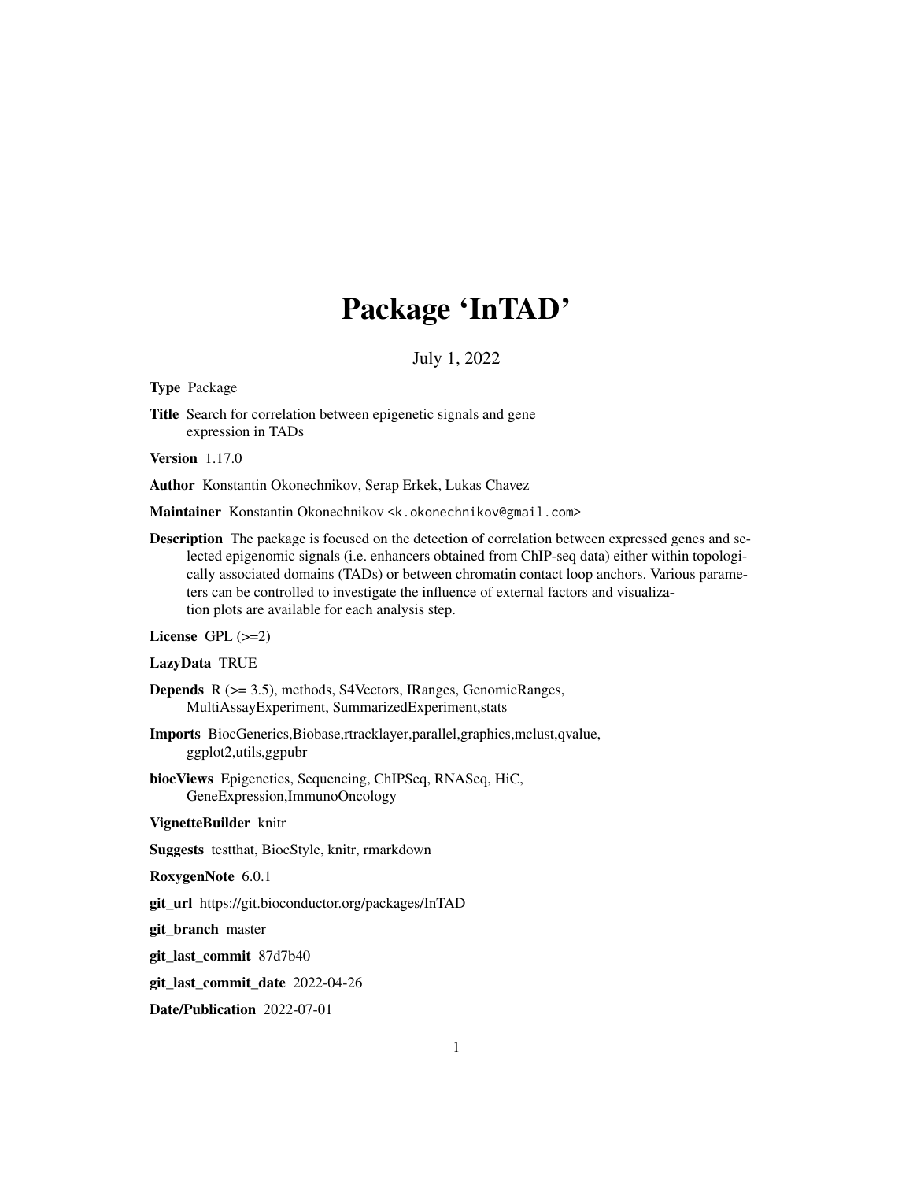# Package 'InTAD'

July 1, 2022

**Type** Package

**Title** Search for correlation between epigenetic signals and gene expression in TADs

**Version** 1.17.0

**Author** Konstantin Okonechnikov, Serap Erkek, Lukas Chavez

**Maintainer** Konstantin Okonechnikov <k.okonechnikov@gmail.com>

**Description** The package is focused on the detection of correlation between expressed genes and selected epigenomic signals (i.e. enhancers obtained from ChIP-seq data) either within topologically associated domains (TADs) or between chromatin contact loop anchors. Various parameters can be controlled to investigate the influence of external factors and visualization plots are available for each analysis step.

**License** GPL (>=2)

**LazyData** TRUE

**Depends** R (>= 3.5), methods, S4Vectors, IRanges, GenomicRanges, MultiAssayExperiment, SummarizedExperiment,stats

**Imports** BiocGenerics,Biobase,rtracklayer,parallel,graphics,mclust,qvalue, ggplot2,utils,ggpubr

**biocViews** Epigenetics, Sequencing, ChIPSeq, RNASeq, HiC, GeneExpression,ImmunoOncology

**VignetteBuilder** knitr

**Suggests** testthat, BiocStyle, knitr, rmarkdown

**RoxygenNote** 6.0.1

**git_url** https://git.bioconductor.org/packages/InTAD

**git_branch** master

**git_last_commit** 87d7b40

**git_last_commit_date** 2022-04-26

**Date/Publication** 2022-07-01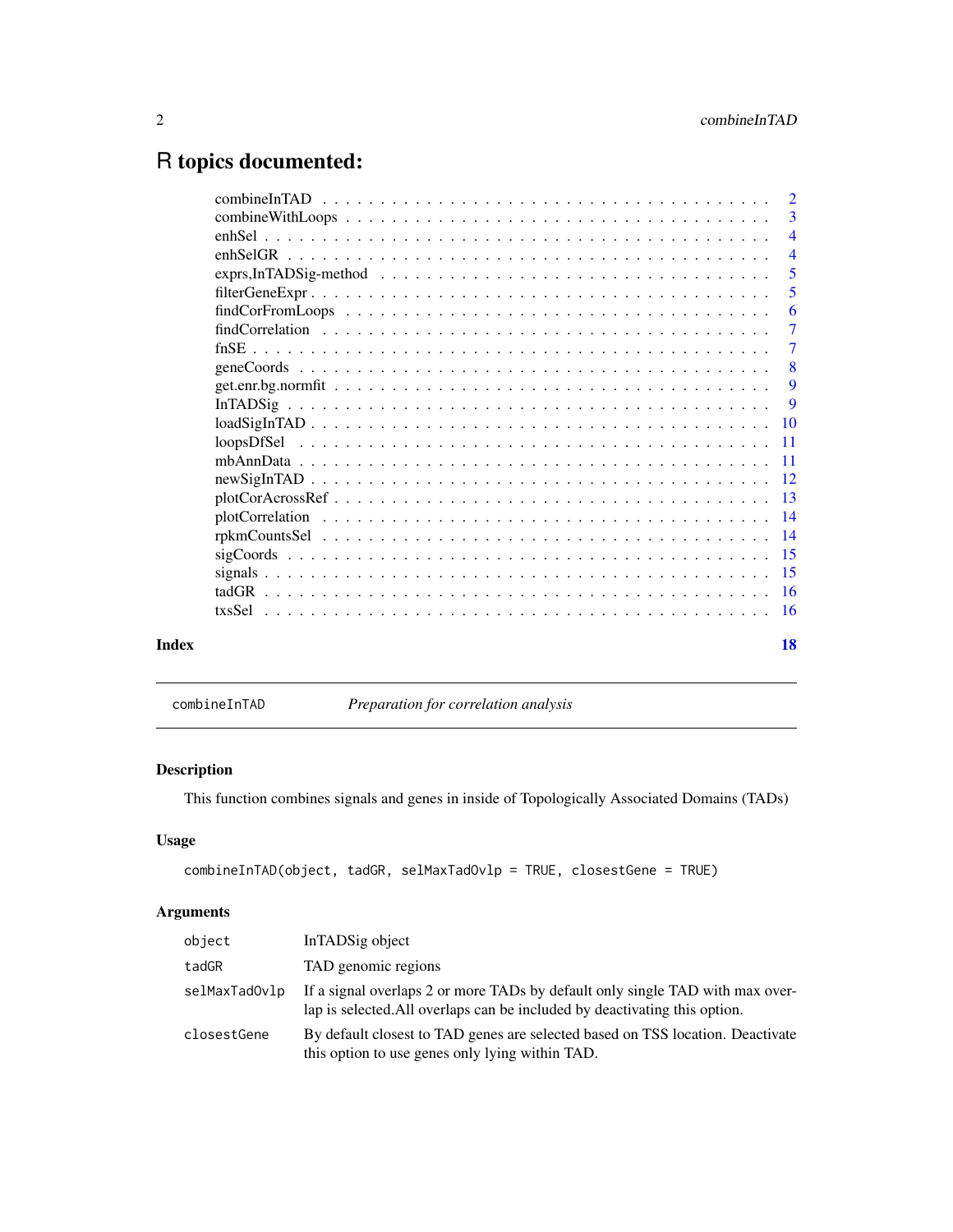# R topics documented:

| | |
|---|---|
| combineInTAD | 2 |
| combineWithLoops | 3 |
| enhSel | 4 |
| enhSelGR | 4 |
| exprs,InTADSig-method | 5 |
| filterGeneExpr | 5 |
| findCorFromLoops | 6 |
| findCorrelation | 7 |
| fnSE | 7 |
| geneCoords | 8 |
| get.enr.bg.normfit | 9 |
| InTADSig | 9 |
| loadSigInTAD | 10 |
| loopsDfSel | 11 |
| mbAnnData | 11 |
| newSigInTAD | 12 |
| plotCorAcrossRef | 13 |
| plotCorrelation | 14 |
| rpkmCountsSel | 14 |
| sigCoords | 15 |
| signals | 15 |
| tadGR | 16 |
| txsSel | 16 |

**Index** 18

---

`combineInTAD` *Preparation for correlation analysis*

---

## Description

This function combines signals and genes in inside of Topologically Associated Domains (TADs)

## Usage

```
combineInTAD(object, tadGR, selMaxTadOvlp = TRUE, closestGene = TRUE)
```

## Arguments

| | |
|---|---|
| `object` | InTADSig object |
| `tadGR` | TAD genomic regions |
| `selMaxTadOvlp` | If a signal overlaps 2 or more TADs by default only single TAD with max overlap is selected.All overlaps can be included by deactivating this option. |
| `closestGene` | By default closest to TAD genes are selected based on TSS location. Deactivate this option to use genes only lying within TAD. |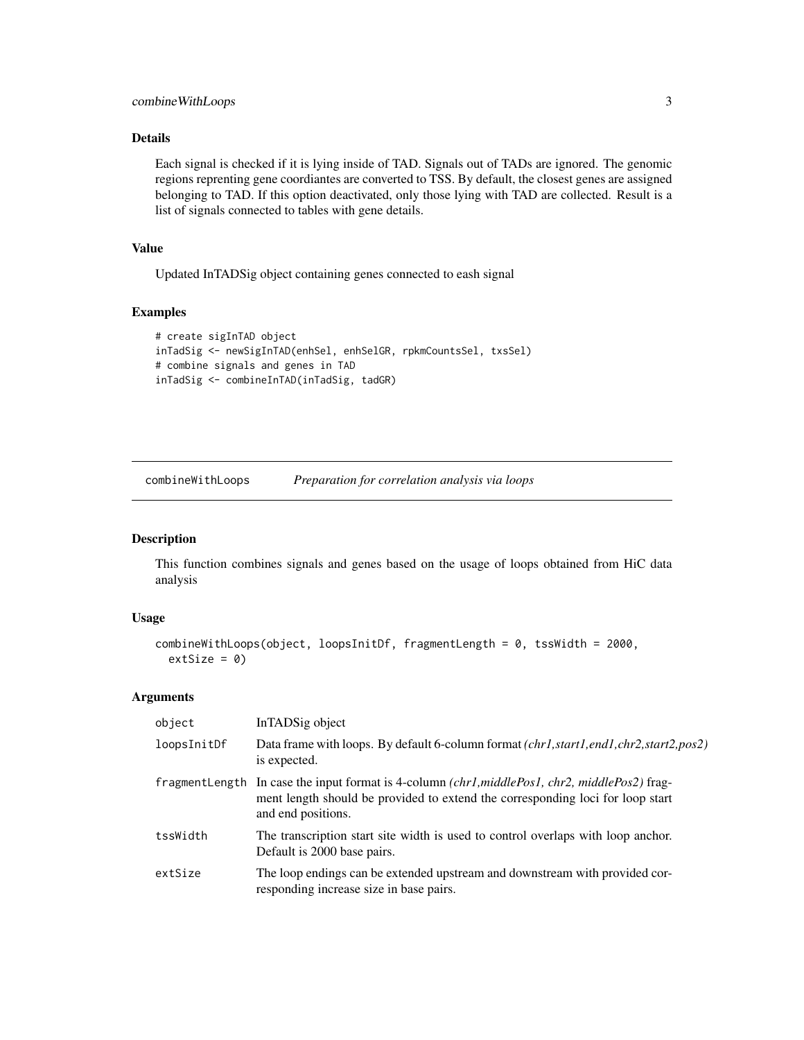## Details

Each signal is checked if it is lying inside of TAD. Signals out of TADs are ignored. The genomic regions reprenting gene coordiantes are converted to TSS. By default, the closest genes are assigned belonging to TAD. If this option deactivated, only those lying with TAD are collected. Result is a list of signals connected to tables with gene details.

## Value

Updated InTADSig object containing genes connected to eash signal

## Examples

```
# create sigInTAD object
inTadSig <- newSigInTAD(enhSel, enhSelGR, rpkmCountsSel, txsSel)
# combine signals and genes in TAD
inTadSig <- combineInTAD(inTadSig, tadGR)
```

---

# combineWithLoops *Preparation for correlation analysis via loops*

## Description

This function combines signals and genes based on the usage of loops obtained from HiC data analysis

## Usage

```
combineWithLoops(object, loopsInitDf, fragmentLength = 0, tssWidth = 2000,
  extSize = 0)
```

## Arguments

| | |
|---|---|
| object | InTADSig object |
| loopsInitDf | Data frame with loops. By default 6-column format *(chr1,start1,end1,chr2,start2,pos2)* is expected. |
| fragmentLength | In case the input format is 4-column *(chr1,middlePos1, chr2, middlePos2)* fragment length should be provided to extend the corresponding loci for loop start and end positions. |
| tssWidth | The transcription start site width is used to control overlaps with loop anchor. Default is 2000 base pairs. |
| extSize | The loop endings can be extended upstream and downstream with provided corresponding increase size in base pairs. |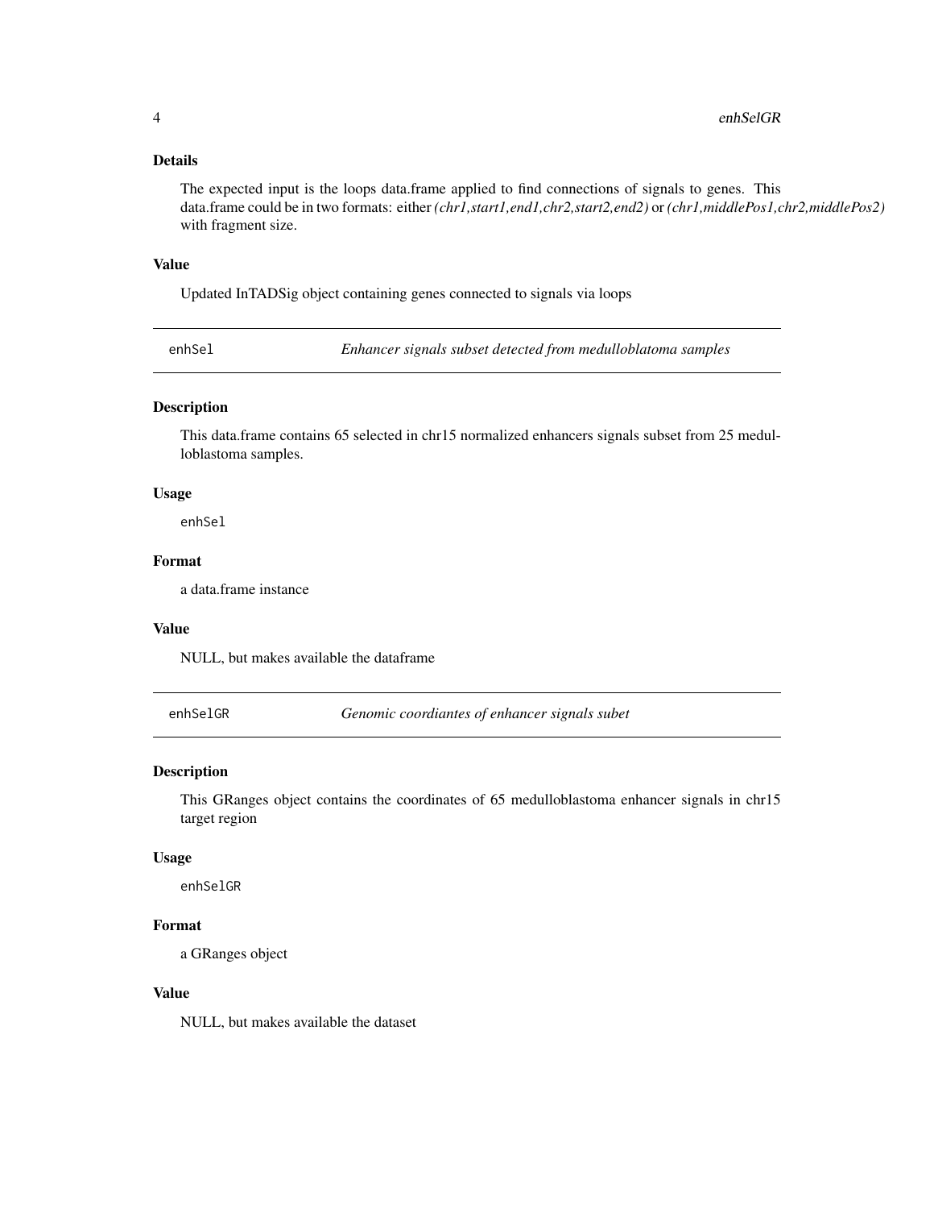### Details

The expected input is the loops data.frame applied to find connections of signals to genes. This data.frame could be in two formats: either *(chr1,start1,end1,chr2,start2,end2)* or *(chr1,middlePos1,chr2,middlePos2)* with fragment size.

### Value

Updated InTADSig object containing genes connected to signals via loops

---

## enhSel — *Enhancer signals subset detected from medulloblatoma samples*

---

### Description

This data.frame contains 65 selected in chr15 normalized enhancers signals subset from 25 medulloblastoma samples.

### Usage

```
enhSel
```

### Format

a data.frame instance

### Value

NULL, but makes available the dataframe

---

## enhSelGR — *Genomic coordiantes of enhancer signals subet*

---

### Description

This GRanges object contains the coordinates of 65 medulloblastoma enhancer signals in chr15 target region

### Usage

```
enhSelGR
```

### Format

a GRanges object

### Value

NULL, but makes available the dataset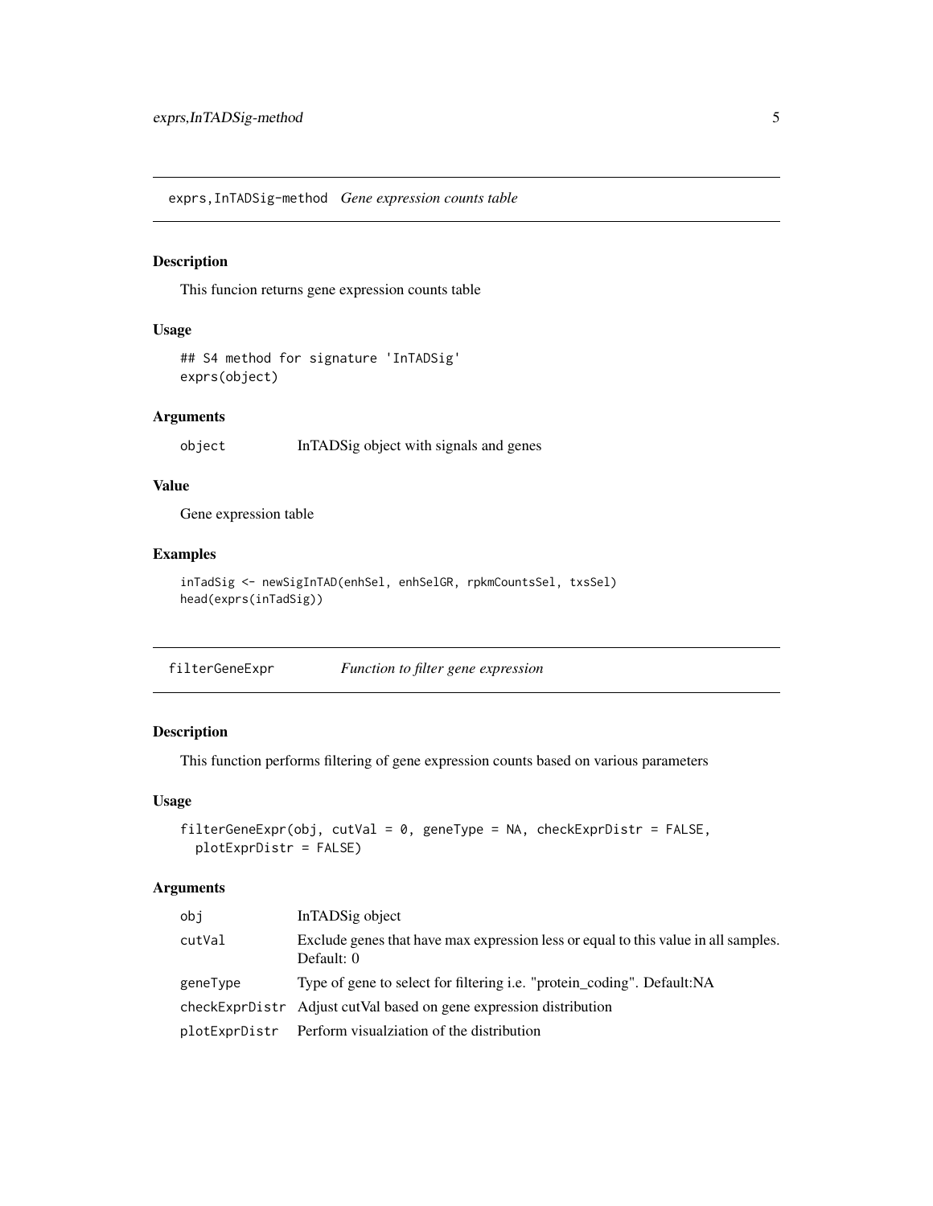## exprs,InTADSig-method *Gene expression counts table*

### Description

This funcion returns gene expression counts table

### Usage

```
## S4 method for signature 'InTADSig'
exprs(object)
```

### Arguments

| | |
|---|---|
| object | InTADSig object with signals and genes |

### Value

Gene expression table

### Examples

```
inTadSig <- newSigInTAD(enhSel, enhSelGR, rpkmCountsSel, txsSel)
head(exprs(inTadSig))
```

## filterGeneExpr *Function to filter gene expression*

### Description

This function performs filtering of gene expression counts based on various parameters

### Usage

```
filterGeneExpr(obj, cutVal = 0, geneType = NA, checkExprDistr = FALSE,
  plotExprDistr = FALSE)
```

### Arguments

| | |
|---|---|
| obj | InTADSig object |
| cutVal | Exclude genes that have max expression less or equal to this value in all samples. Default: 0 |
| geneType | Type of gene to select for filtering i.e. "protein_coding". Default:NA |
| checkExprDistr | Adjust cutVal based on gene expression distribution |
| plotExprDistr | Perform visualziation of the distribution |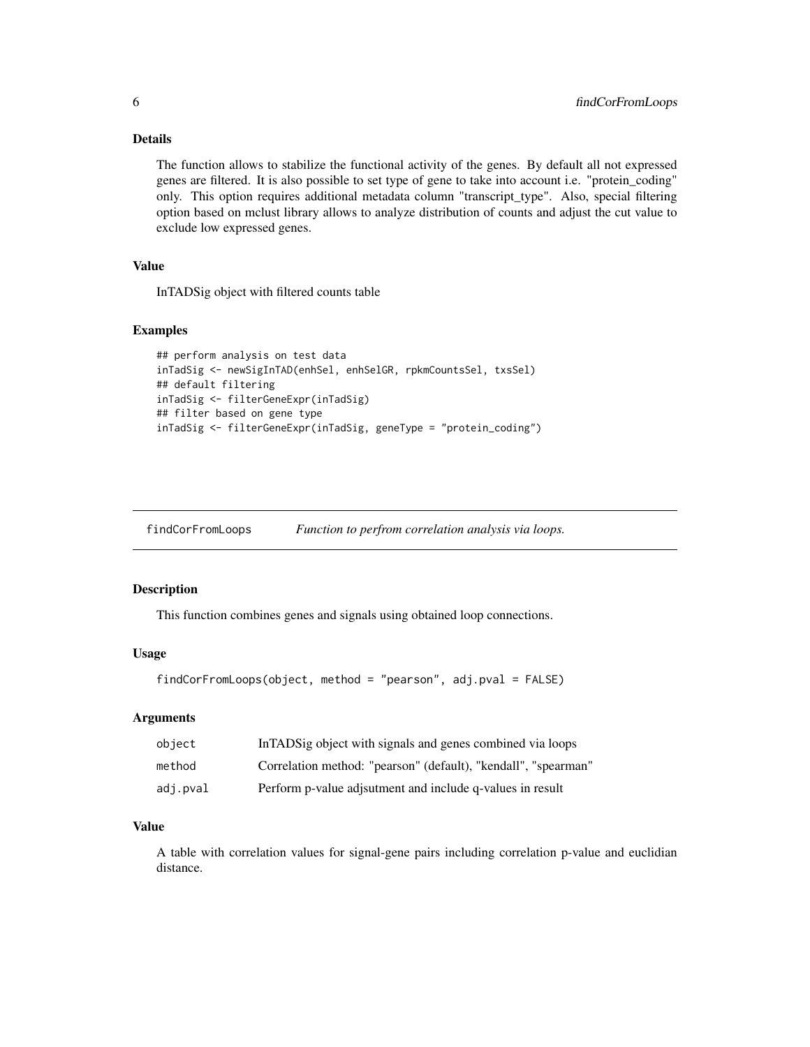### Details

The function allows to stabilize the functional activity of the genes. By default all not expressed genes are filtered. It is also possible to set type of gene to take into account i.e. "protein_coding" only. This option requires additional metadata column "transcript_type". Also, special filtering option based on mclust library allows to analyze distribution of counts and adjust the cut value to exclude low expressed genes.

### Value

InTADSig object with filtered counts table

### Examples

```
## perform analysis on test data
inTadSig <- newSigInTAD(enhSel, enhSelGR, rpkmCountsSel, txsSel)
## default filtering
inTadSig <- filterGeneExpr(inTadSig)
## filter based on gene type
inTadSig <- filterGeneExpr(inTadSig, geneType = "protein_coding")
```

---

## findCorFromLoops *Function to perfrom correlation analysis via loops.*

---

### Description

This function combines genes and signals using obtained loop connections.

### Usage

```
findCorFromLoops(object, method = "pearson", adj.pval = FALSE)
```

### Arguments

| | |
|---|---|
| object | InTADSig object with signals and genes combined via loops |
| method | Correlation method: "pearson" (default), "kendall", "spearman" |
| adj.pval | Perform p-value adjsutment and include q-values in result |

### Value

A table with correlation values for signal-gene pairs including correlation p-value and euclidian distance.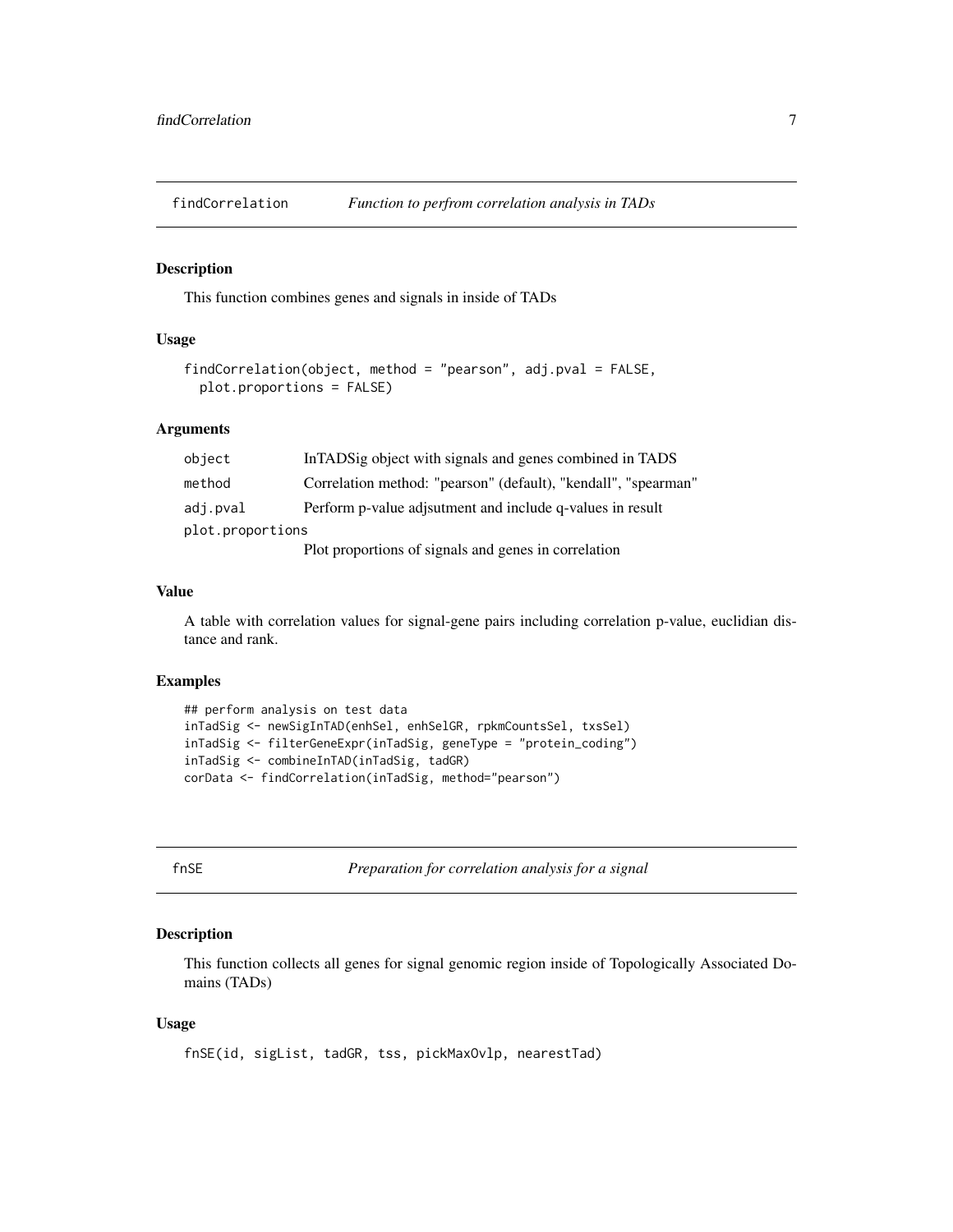## findCorrelation — *Function to perfrom correlation analysis in TADs*

### Description

This function combines genes and signals in inside of TADs

### Usage

```
findCorrelation(object, method = "pearson", adj.pval = FALSE,
  plot.proportions = FALSE)
```

### Arguments

| | |
|---|---|
| object | InTADSig object with signals and genes combined in TADS |
| method | Correlation method: "pearson" (default), "kendall", "spearman" |
| adj.pval | Perform p-value adjsutment and include q-values in result |
| plot.proportions | Plot proportions of signals and genes in correlation |

### Value

A table with correlation values for signal-gene pairs including correlation p-value, euclidian distance and rank.

### Examples

```
## perform analysis on test data
inTadSig <- newSigInTAD(enhSel, enhSelGR, rpkmCountsSel, txsSel)
inTadSig <- filterGeneExpr(inTadSig, geneType = "protein_coding")
inTadSig <- combineInTAD(inTadSig, tadGR)
corData <- findCorrelation(inTadSig, method="pearson")
```

## fnSE — *Preparation for correlation analysis for a signal*

### Description

This function collects all genes for signal genomic region inside of Topologically Associated Domains (TADs)

### Usage

```
fnSE(id, sigList, tadGR, tss, pickMaxOvlp, nearestTad)
```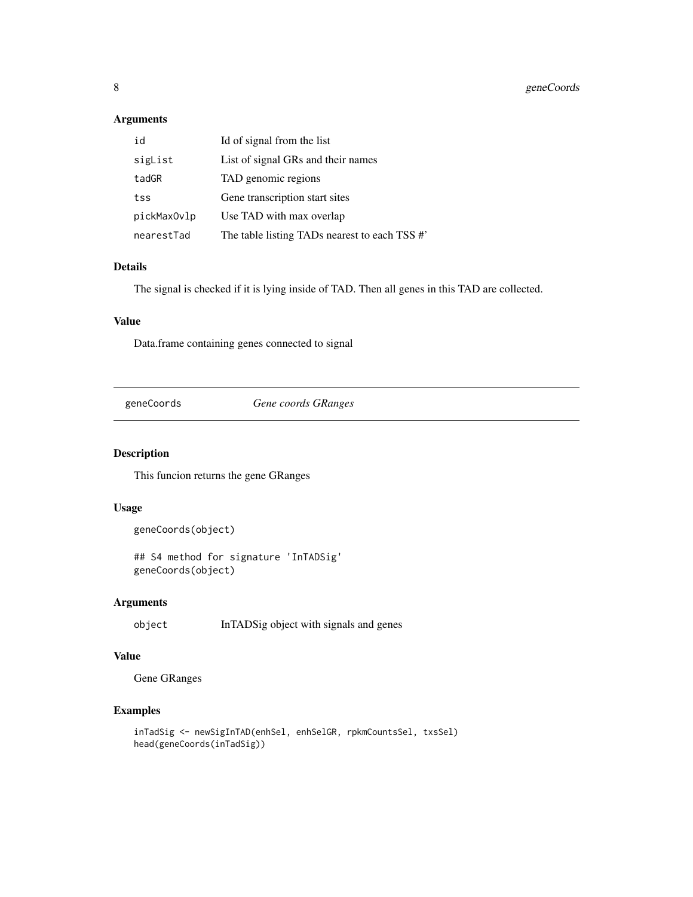### Arguments

| | |
|---|---|
| `id` | Id of signal from the list |
| `sigList` | List of signal GRs and their names |
| `tadGR` | TAD genomic regions |
| `tss` | Gene transcription start sites |
| `pickMaxOvlp` | Use TAD with max overlap |
| `nearestTad` | The table listing TADs nearest to each TSS #' |

### Details

The signal is checked if it is lying inside of TAD. Then all genes in this TAD are collected.

### Value

Data.frame containing genes connected to signal

---

## `geneCoords` *Gene coords GRanges*

---

### Description

This funcion returns the gene GRanges

### Usage

```
geneCoords(object)

## S4 method for signature 'InTADSig'
geneCoords(object)
```

### Arguments

| | |
|---|---|
| `object` | InTADSig object with signals and genes |

### Value

Gene GRanges

### Examples

```
inTadSig <- newSigInTAD(enhSel, enhSelGR, rpkmCountsSel, txsSel)
head(geneCoords(inTadSig))
```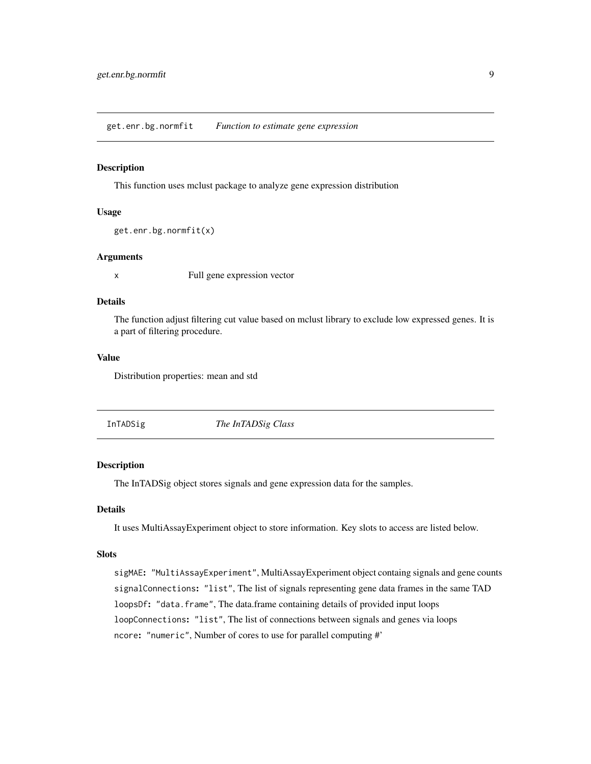## get.enr.bg.normfit *Function to estimate gene expression*

### Description

This function uses mclust package to analyze gene expression distribution

### Usage

```
get.enr.bg.normfit(x)
```

### Arguments

`x` Full gene expression vector

### Details

The function adjust filtering cut value based on mclust library to exclude low expressed genes. It is a part of filtering procedure.

### Value

Distribution properties: mean and std

## InTADSig *The InTADSig Class*

### Description

The InTADSig object stores signals and gene expression data for the samples.

### Details

It uses MultiAssayExperiment object to store information. Key slots to access are listed below.

### Slots

`sigMAE`: `"MultiAssayExperiment"`, MultiAssayExperiment object containg signals and gene counts

`signalConnections`: `"list"`, The list of signals representing gene data frames in the same TAD

`loopsDf`: `"data.frame"`, The data.frame containing details of provided input loops

`loopConnections`: `"list"`, The list of connections between signals and genes via loops

`ncore`: `"numeric"`, Number of cores to use for parallel computing #'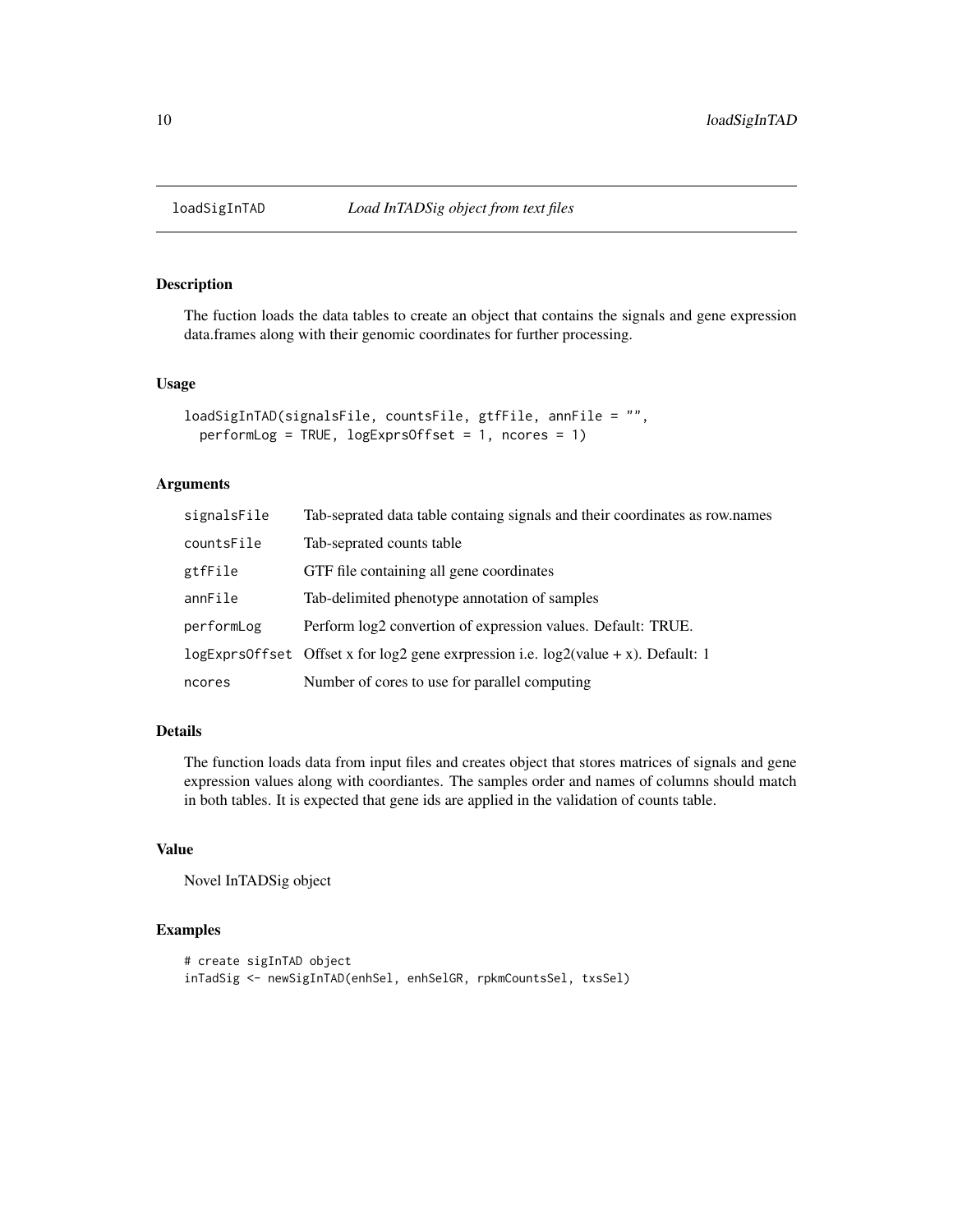# loadSigInTAD — *Load InTADSig object from text files*

## Description

The fuction loads the data tables to create an object that contains the signals and gene expression data.frames along with their genomic coordinates for further processing.

## Usage

```
loadSigInTAD(signalsFile, countsFile, gtfFile, annFile = "",
  performLog = TRUE, logExprsOffset = 1, ncores = 1)
```

## Arguments

| | |
|---|---|
| `signalsFile` | Tab-seprated data table containg signals and their coordinates as row.names |
| `countsFile` | Tab-seprated counts table |
| `gtfFile` | GTF file containing all gene coordinates |
| `annFile` | Tab-delimited phenotype annotation of samples |
| `performLog` | Perform log2 convertion of expression values. Default: TRUE. |
| `logExprsOffset` | Offset x for log2 gene exrpression i.e. log2(value + x). Default: 1 |
| `ncores` | Number of cores to use for parallel computing |

## Details

The function loads data from input files and creates object that stores matrices of signals and gene expression values along with coordiantes. The samples order and names of columns should match in both tables. It is expected that gene ids are applied in the validation of counts table.

## Value

Novel InTADSig object

## Examples

```
# create sigInTAD object
inTadSig <- newSigInTAD(enhSel, enhSelGR, rpkmCountsSel, txsSel)
```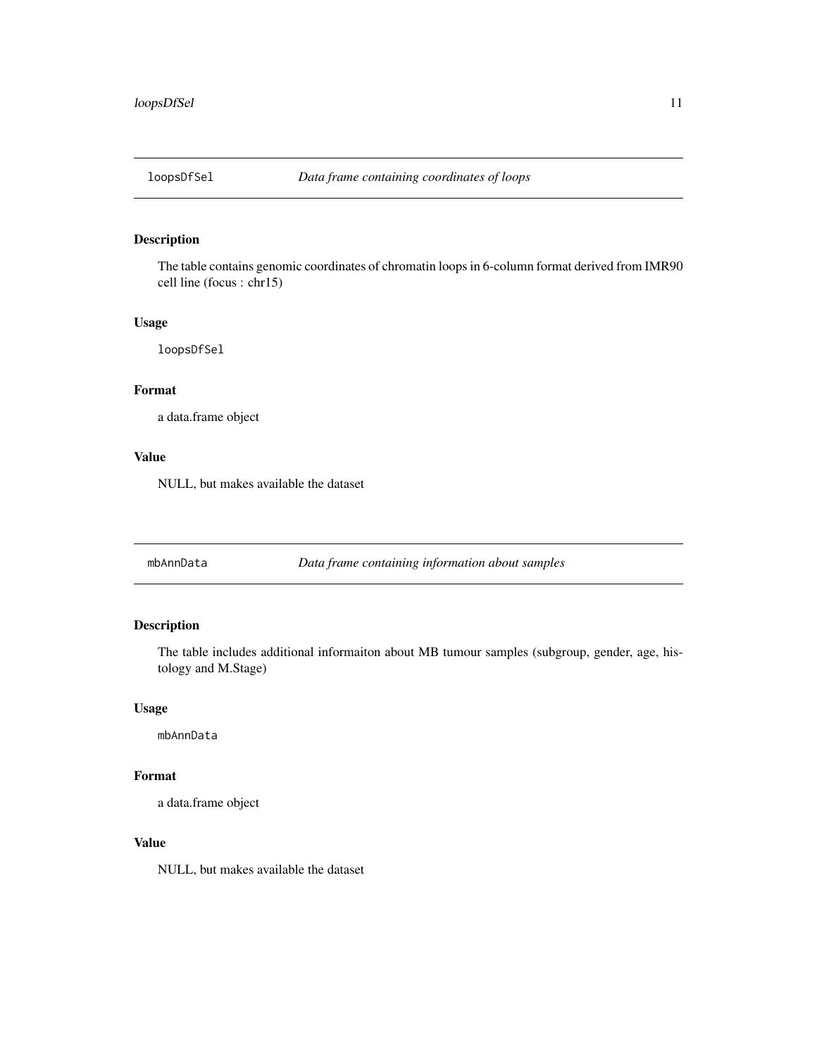## loopsDfSel — *Data frame containing coordinates of loops*

### Description

The table contains genomic coordinates of chromatin loops in 6-column format derived from IMR90 cell line (focus : chr15)

### Usage

```
loopsDfSel
```

### Format

a data.frame object

### Value

NULL, but makes available the dataset

## mbAnnData — *Data frame containing information about samples*

### Description

The table includes additional informaiton about MB tumour samples (subgroup, gender, age, histology and M.Stage)

### Usage

```
mbAnnData
```

### Format

a data.frame object

### Value

NULL, but makes available the dataset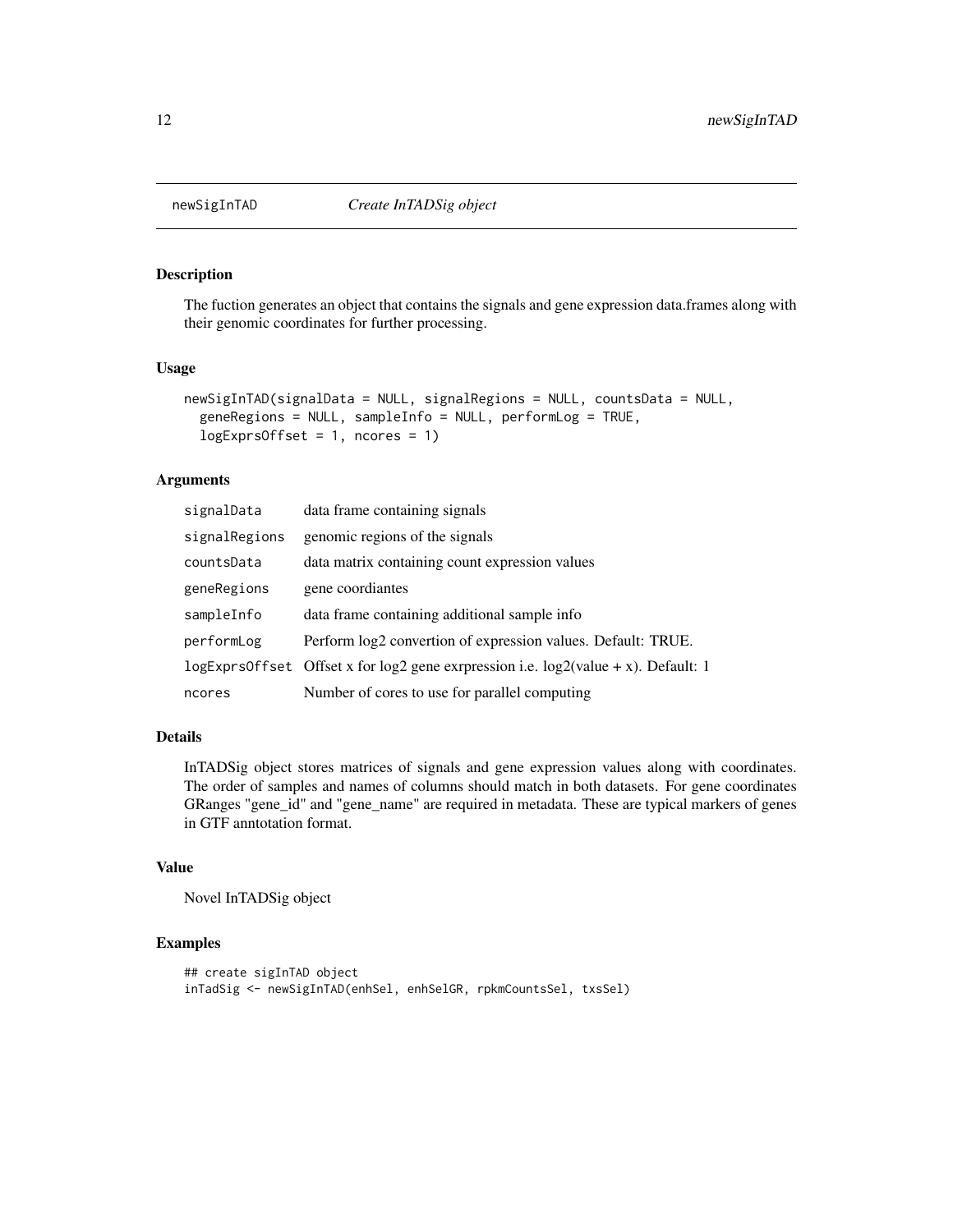## newSigInTAD *Create InTADSig object*

### Description

The fuction generates an object that contains the signals and gene expression data.frames along with their genomic coordinates for further processing.

### Usage

```
newSigInTAD(signalData = NULL, signalRegions = NULL, countsData = NULL,
  geneRegions = NULL, sampleInfo = NULL, performLog = TRUE,
  logExprsOffset = 1, ncores = 1)
```

### Arguments

| | |
|---|---|
| signalData | data frame containing signals |
| signalRegions | genomic regions of the signals |
| countsData | data matrix containing count expression values |
| geneRegions | gene coordiantes |
| sampleInfo | data frame containing additional sample info |
| performLog | Perform log2 convertion of expression values. Default: TRUE. |
| logExprsOffset | Offset x for log2 gene exrpression i.e. log2(value + x). Default: 1 |
| ncores | Number of cores to use for parallel computing |

### Details

InTADSig object stores matrices of signals and gene expression values along with coordinates. The order of samples and names of columns should match in both datasets. For gene coordinates GRanges "gene_id" and "gene_name" are required in metadata. These are typical markers of genes in GTF anntotation format.

### Value

Novel InTADSig object

### Examples

```
## create sigInTAD object
inTadSig <- newSigInTAD(enhSel, enhSelGR, rpkmCountsSel, txsSel)
```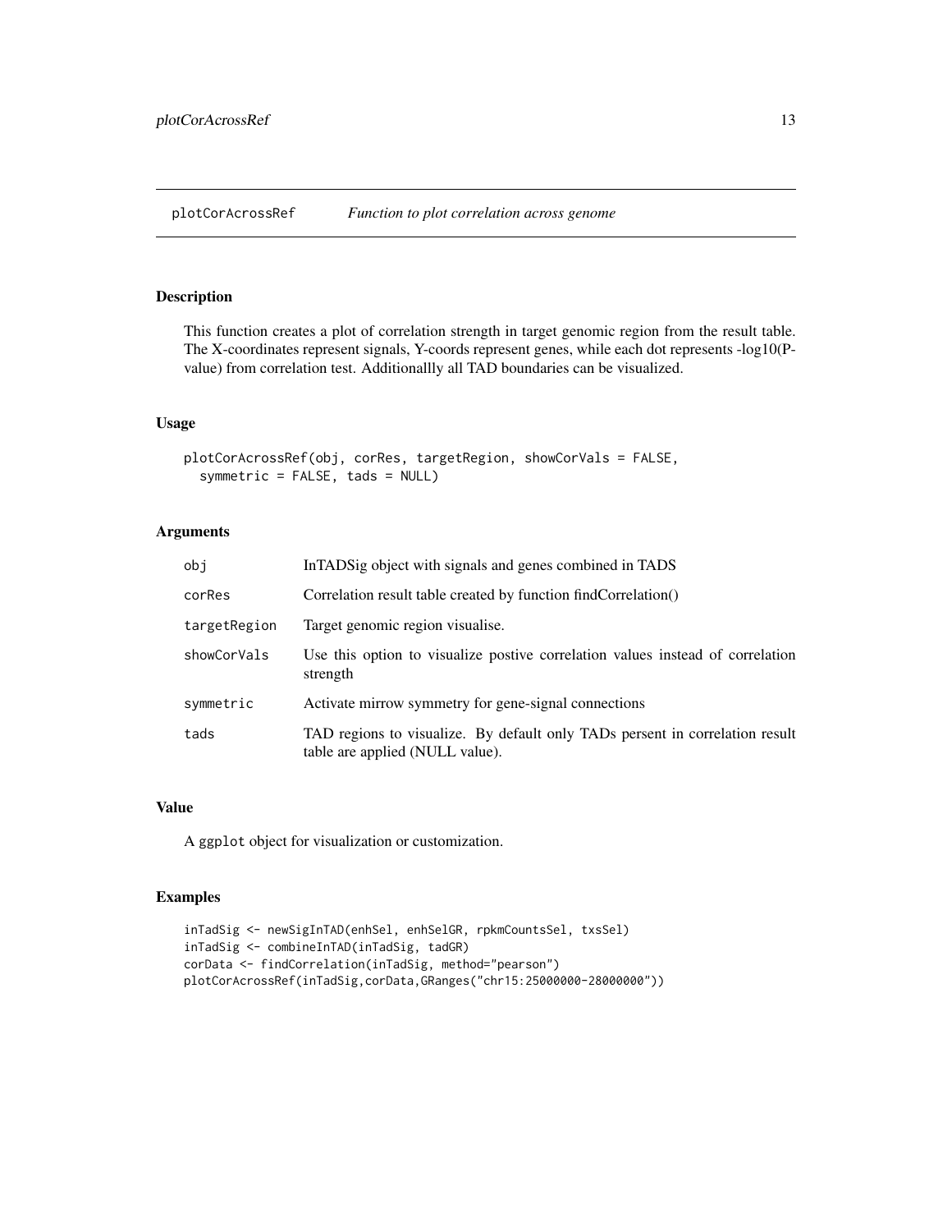## plotCorAcrossRef *Function to plot correlation across genome*

### Description

This function creates a plot of correlation strength in target genomic region from the result table. The X-coordinates represent signals, Y-coords represent genes, while each dot represents -log10(P-value) from correlation test. Additionallly all TAD boundaries can be visualized.

### Usage

```
plotCorAcrossRef(obj, corRes, targetRegion, showCorVals = FALSE,
  symmetric = FALSE, tads = NULL)
```

### Arguments

| | |
|---|---|
| `obj` | InTADSig object with signals and genes combined in TADS |
| `corRes` | Correlation result table created by function findCorrelation() |
| `targetRegion` | Target genomic region visualise. |
| `showCorVals` | Use this option to visualize postive correlation values instead of correlation strength |
| `symmetric` | Activate mirrow symmetry for gene-signal connections |
| `tads` | TAD regions to visualize. By default only TADs persent in correlation result table are applied (NULL value). |

### Value

A `ggplot` object for visualization or customization.

### Examples

```
inTadSig <- newSigInTAD(enhSel, enhSelGR, rpkmCountsSel, txsSel)
inTadSig <- combineInTAD(inTadSig, tadGR)
corData <- findCorrelation(inTadSig, method="pearson")
plotCorAcrossRef(inTadSig,corData,GRanges("chr15:25000000-28000000"))
```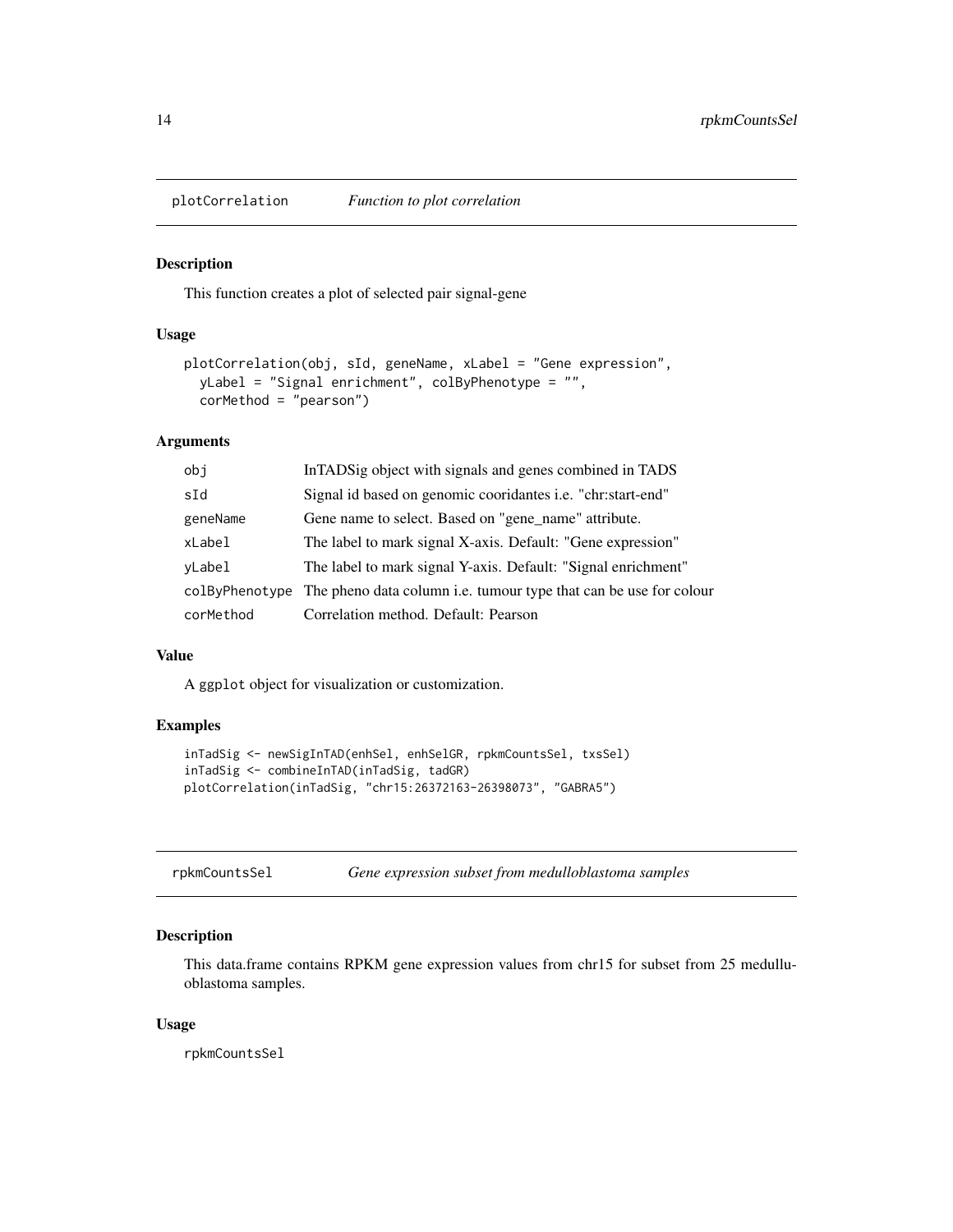## plotCorrelation *Function to plot correlation*

### Description

This function creates a plot of selected pair signal-gene

### Usage

```
plotCorrelation(obj, sId, geneName, xLabel = "Gene expression",
  yLabel = "Signal enrichment", colByPhenotype = "",
  corMethod = "pearson")
```

### Arguments

| | |
|---|---|
| obj | InTADSig object with signals and genes combined in TADS |
| sId | Signal id based on genomic cooridantes i.e. "chr:start-end" |
| geneName | Gene name to select. Based on "gene_name" attribute. |
| xLabel | The label to mark signal X-axis. Default: "Gene expression" |
| yLabel | The label to mark signal Y-axis. Default: "Signal enrichment" |
| colByPhenotype | The pheno data column i.e. tumour type that can be use for colour |
| corMethod | Correlation method. Default: Pearson |

### Value

A ggplot object for visualization or customization.

### Examples

```
inTadSig <- newSigInTAD(enhSel, enhSelGR, rpkmCountsSel, txsSel)
inTadSig <- combineInTAD(inTadSig, tadGR)
plotCorrelation(inTadSig, "chr15:26372163-26398073", "GABRA5")
```

## rpkmCountsSel *Gene expression subset from medulloblastoma samples*

### Description

This data.frame contains RPKM gene expression values from chr15 for subset from 25 medulluoblastoma samples.

### Usage

rpkmCountsSel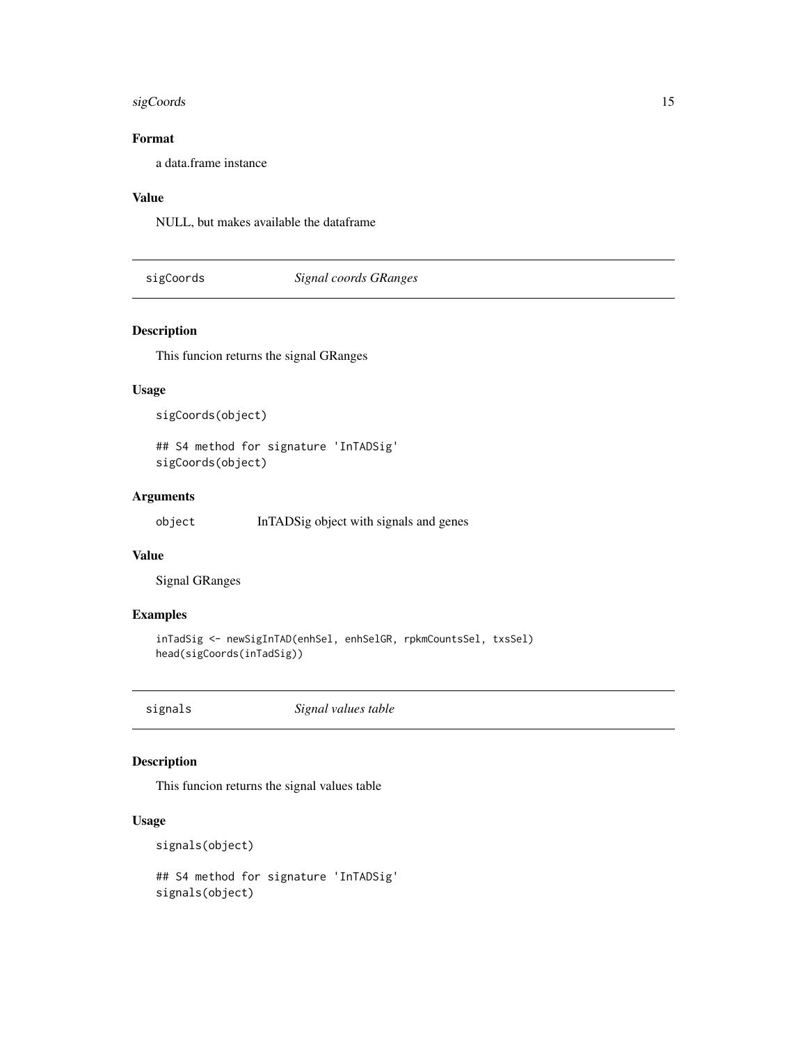## Format

a data.frame instance

## Value

NULL, but makes available the dataframe

---

# sigCoords — *Signal coords GRanges*

## Description

This funcion returns the signal GRanges

## Usage

```
sigCoords(object)

## S4 method for signature 'InTADSig'
sigCoords(object)
```

## Arguments

| | |
|---|---|
| object | InTADSig object with signals and genes |

## Value

Signal GRanges

## Examples

```
inTadSig <- newSigInTAD(enhSel, enhSelGR, rpkmCountsSel, txsSel)
head(sigCoords(inTadSig))
```

---

# signals — *Signal values table*

## Description

This funcion returns the signal values table

## Usage

```
signals(object)

## S4 method for signature 'InTADSig'
signals(object)
```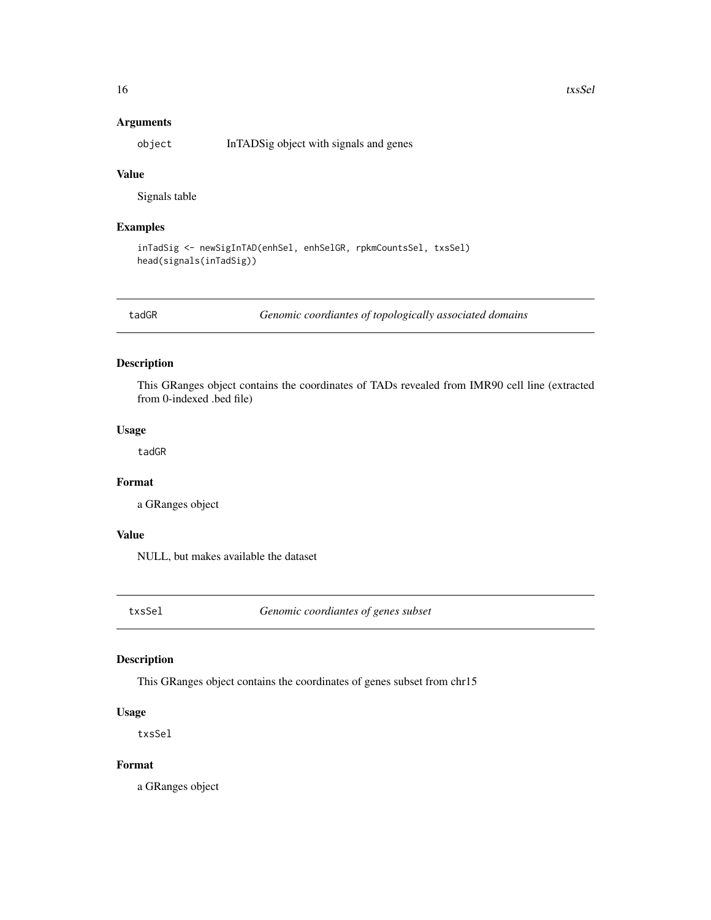### Arguments

object InTADSig object with signals and genes

### Value

Signals table

### Examples

```
inTadSig <- newSigInTAD(enhSel, enhSelGR, rpkmCountsSel, txsSel)
head(signals(inTadSig))
```

## tadGR *Genomic coordiantes of topologically associated domains*

### Description

This GRanges object contains the coordinates of TADs revealed from IMR90 cell line (extracted from 0-indexed .bed file)

### Usage

```
tadGR
```

### Format

a GRanges object

### Value

NULL, but makes available the dataset

## txsSel *Genomic coordiantes of genes subset*

### Description

This GRanges object contains the coordinates of genes subset from chr15

### Usage

```
txsSel
```

### Format

a GRanges object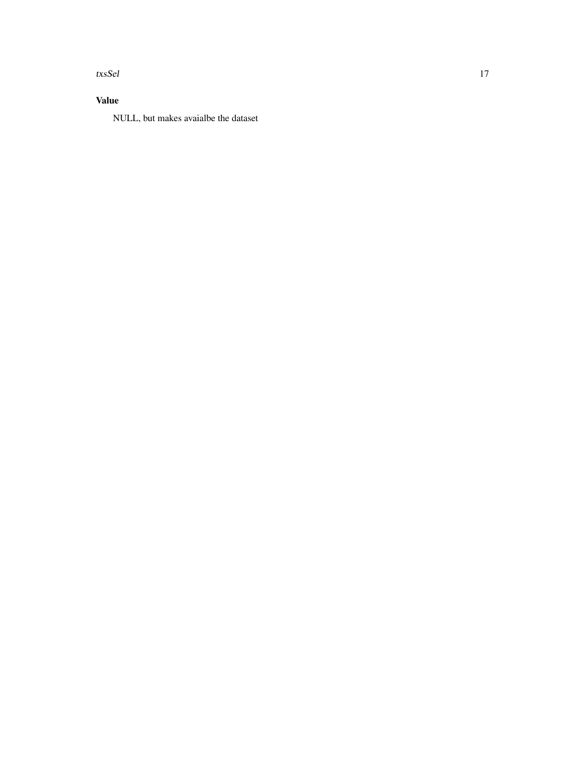### Value

NULL, but makes avaialbe the dataset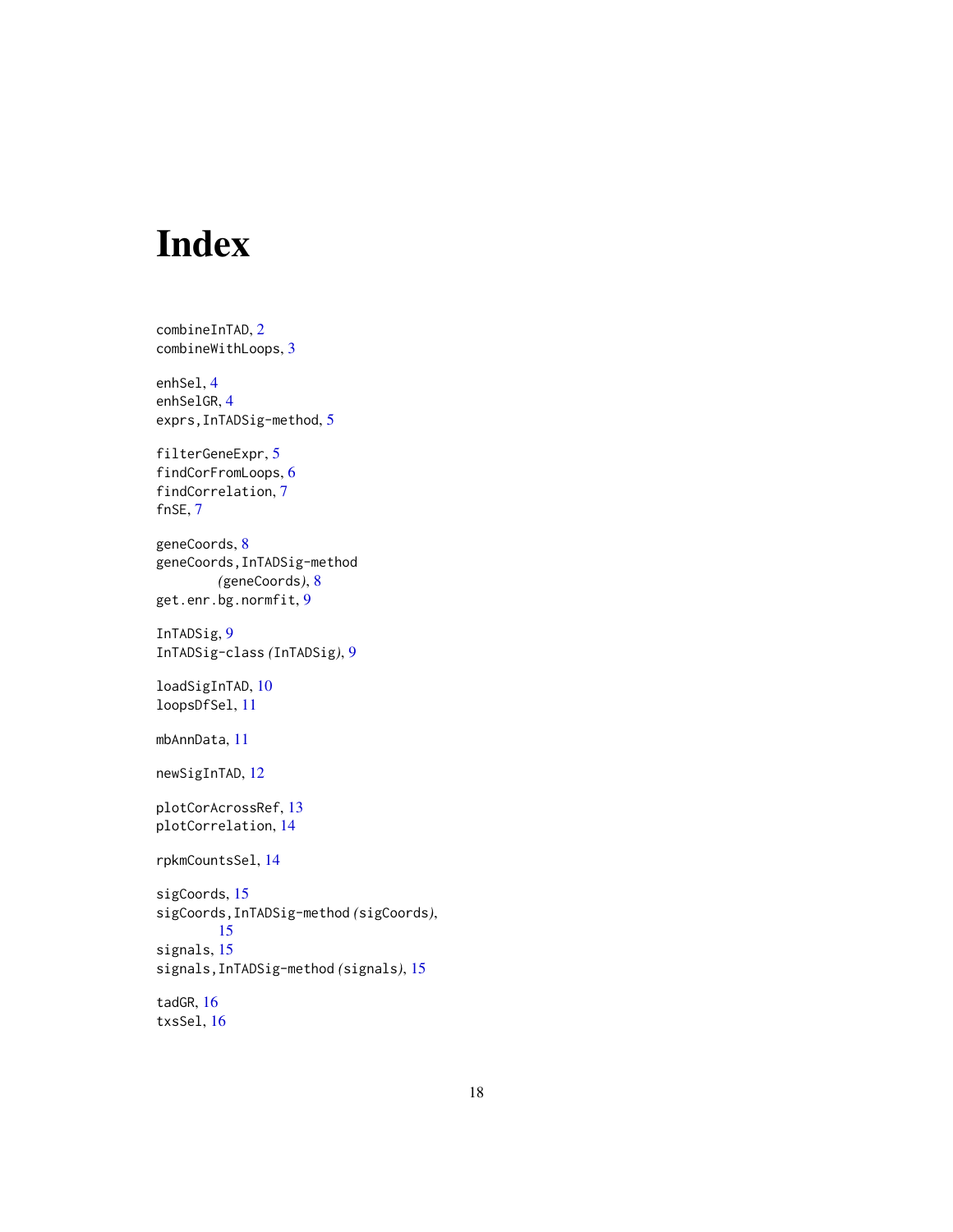# Index

combineInTAD, 2
combineWithLoops, 3

enhSel, 4
enhSelGR, 4
exprs,InTADSig-method, 5

filterGeneExpr, 5
findCorFromLoops, 6
findCorrelation, 7
fnSE, 7

geneCoords, 8
geneCoords,InTADSig-method (geneCoords), 8
get.enr.bg.normfit, 9

InTADSig, 9
InTADSig-class (InTADSig), 9

loadSigInTAD, 10
loopsDfSel, 11

mbAnnData, 11

newSigInTAD, 12

plotCorAcrossRef, 13
plotCorrelation, 14

rpkmCountsSel, 14

sigCoords, 15
sigCoords,InTADSig-method (sigCoords), 15
signals, 15
signals,InTADSig-method (signals), 15

tadGR, 16
txsSel, 16